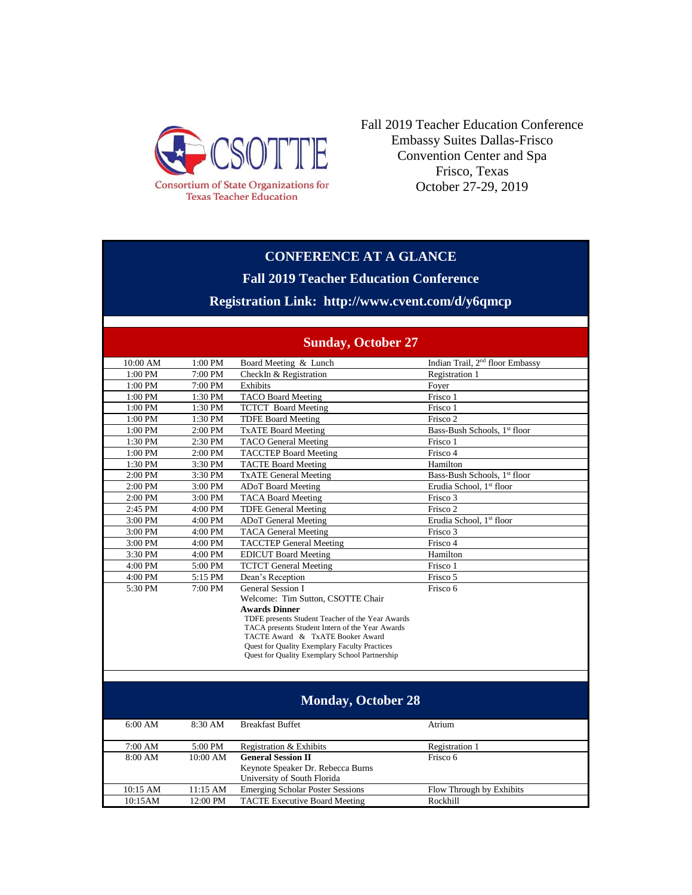CSOTTE

Consortium of State Organizations for Texas Teacher Education

Fall 2019 Teacher Education Conference
Embassy Suites Dallas-Frisco
Convention Center and Spa
Frisco, Texas
October 27-29, 2019

# CONFERENCE AT A GLANCE

## Fall 2019 Teacher Education Conference

## Registration Link: http://www.cvent.com/d/y6qmcp

### Sunday, October 27

| Start | End | Event | Location |
|---|---|---|---|
| 10:00 AM | 1:00 PM | Board Meeting & Lunch | Indian Trail, 2nd floor Embassy |
| 1:00 PM | 7:00 PM | CheckIn & Registration | Registration 1 |
| 1:00 PM | 7:00 PM | Exhibits | Foyer |
| 1:00 PM | 1:30 PM | TACO Board Meeting | Frisco 1 |
| 1:00 PM | 1:30 PM | TCTCT Board Meeting | Frisco 1 |
| 1:00 PM | 1:30 PM | TDFE Board Meeting | Frisco 2 |
| 1:00 PM | 2:00 PM | TxATE Board Meeting | Bass-Bush Schools, 1st floor |
| 1:30 PM | 2:30 PM | TACO General Meeting | Frisco 1 |
| 1:00 PM | 2:00 PM | TACCTEP Board Meeting | Frisco 4 |
| 1:30 PM | 3:30 PM | TACTE Board Meeting | Hamilton |
| 2:00 PM | 3:30 PM | TxATE General Meeting | Bass-Bush Schools, 1st floor |
| 2:00 PM | 3:00 PM | ADoT Board Meeting | Erudia School, 1st floor |
| 2:00 PM | 3:00 PM | TACA Board Meeting | Frisco 3 |
| 2:45 PM | 4:00 PM | TDFE General Meeting | Frisco 2 |
| 3:00 PM | 4:00 PM | ADoT General Meeting | Erudia School, 1st floor |
| 3:00 PM | 4:00 PM | TACA General Meeting | Frisco 3 |
| 3:00 PM | 4:00 PM | TACCTEP General Meeting | Frisco 4 |
| 3:30 PM | 4:00 PM | EDICUT Board Meeting | Hamilton |
| 4:00 PM | 5:00 PM | TCTCT General Meeting | Frisco 1 |
| 4:00 PM | 5:15 PM | Dean's Reception | Frisco 5 |
| 5:30 PM | 7:00 PM | General Session I<br>Welcome: Tim Sutton, CSOTTE Chair<br>**Awards Dinner**<br>TDFE presents Student Teacher of the Year Awards<br>TACA presents Student Intern of the Year Awards<br>TACTE Award & TxATE Booker Award<br>Quest for Quality Exemplary Faculty Practices<br>Quest for Quality Exemplary School Partnership | Frisco 6 |

### Monday, October 28

| Start | End | Event | Location |
|---|---|---|---|
| 6:00 AM | 8:30 AM | Breakfast Buffet | Atrium |
| 7:00 AM | 5:00 PM | Registration & Exhibits | Registration 1 |
| 8:00 AM | 10:00 AM | **General Session II**<br>Keynote Speaker Dr. Rebecca Burns<br>University of South Florida | Frisco 6 |
| 10:15 AM | 11:15 AM | Emerging Scholar Poster Sessions | Flow Through by Exhibits |
| 10:15AM | 12:00 PM | TACTE Executive Board Meeting | Rockhill |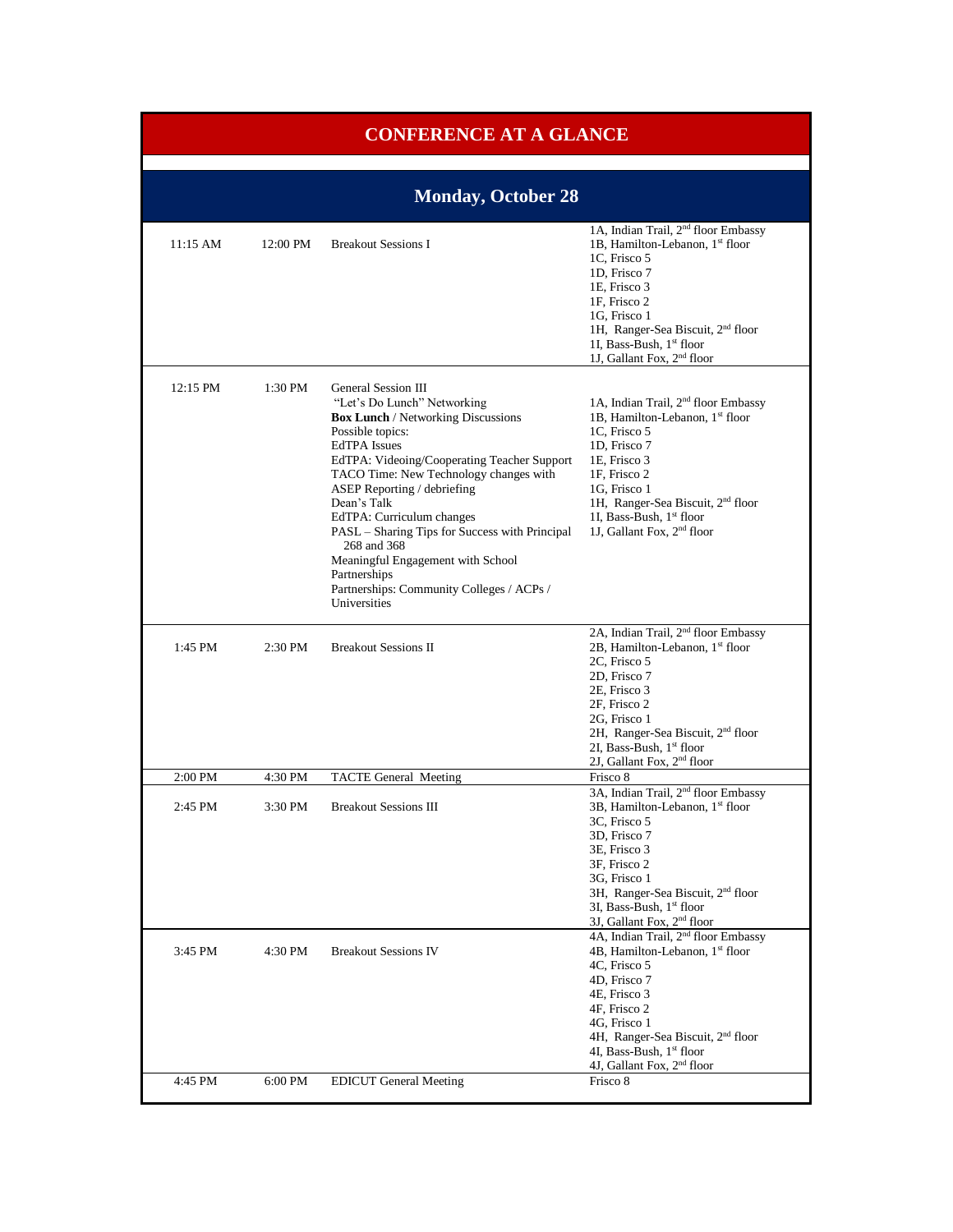# CONFERENCE AT A GLANCE

## Monday, October 28

| Start | End | Session | Location |
|---|---|---|---|
| 11:15 AM | 12:00 PM | Breakout Sessions I | 1A, Indian Trail, 2nd floor Embassy<br>1B, Hamilton-Lebanon, 1st floor<br>1C, Frisco 5<br>1D, Frisco 7<br>1E, Frisco 3<br>1F, Frisco 2<br>1G, Frisco 1<br>1H, Ranger-Sea Biscuit, 2nd floor<br>1I, Bass-Bush, 1st floor<br>1J, Gallant Fox, 2nd floor |
| 12:15 PM | 1:30 PM | General Session III<br>"Let's Do Lunch" Networking<br>**Box Lunch** / Networking Discussions<br>Possible topics:<br>EdTPA Issues<br>EdTPA: Videoing/Cooperating Teacher Support<br>TACO Time: New Technology changes with ASEP Reporting / debriefing<br>Dean's Talk<br>EdTPA: Curriculum changes<br>PASL – Sharing Tips for Success with Principal 268 and 368<br>Meaningful Engagement with School Partnerships<br>Partnerships: Community Colleges / ACPs / Universities | 1A, Indian Trail, 2nd floor Embassy<br>1B, Hamilton-Lebanon, 1st floor<br>1C, Frisco 5<br>1D, Frisco 7<br>1E, Frisco 3<br>1F, Frisco 2<br>1G, Frisco 1<br>1H, Ranger-Sea Biscuit, 2nd floor<br>1I, Bass-Bush, 1st floor<br>1J, Gallant Fox, 2nd floor |
| 1:45 PM | 2:30 PM | Breakout Sessions II | 2A, Indian Trail, 2nd floor Embassy<br>2B, Hamilton-Lebanon, 1st floor<br>2C, Frisco 5<br>2D, Frisco 7<br>2E, Frisco 3<br>2F, Frisco 2<br>2G, Frisco 1<br>2H, Ranger-Sea Biscuit, 2nd floor<br>2I, Bass-Bush, 1st floor<br>2J, Gallant Fox, 2nd floor |
| 2:00 PM | 4:30 PM | TACTE General Meeting | Frisco 8 |
| 2:45 PM | 3:30 PM | Breakout Sessions III | 3A, Indian Trail, 2nd floor Embassy<br>3B, Hamilton-Lebanon, 1st floor<br>3C, Frisco 5<br>3D, Frisco 7<br>3E, Frisco 3<br>3F, Frisco 2<br>3G, Frisco 1<br>3H, Ranger-Sea Biscuit, 2nd floor<br>3I, Bass-Bush, 1st floor<br>3J, Gallant Fox, 2nd floor |
| 3:45 PM | 4:30 PM | Breakout Sessions IV | 4A, Indian Trail, 2nd floor Embassy<br>4B, Hamilton-Lebanon, 1st floor<br>4C, Frisco 5<br>4D, Frisco 7<br>4E, Frisco 3<br>4F, Frisco 2<br>4G, Frisco 1<br>4H, Ranger-Sea Biscuit, 2nd floor<br>4I, Bass-Bush, 1st floor<br>4J, Gallant Fox, 2nd floor |
| 4:45 PM | 6:00 PM | EDICUT General Meeting | Frisco 8 |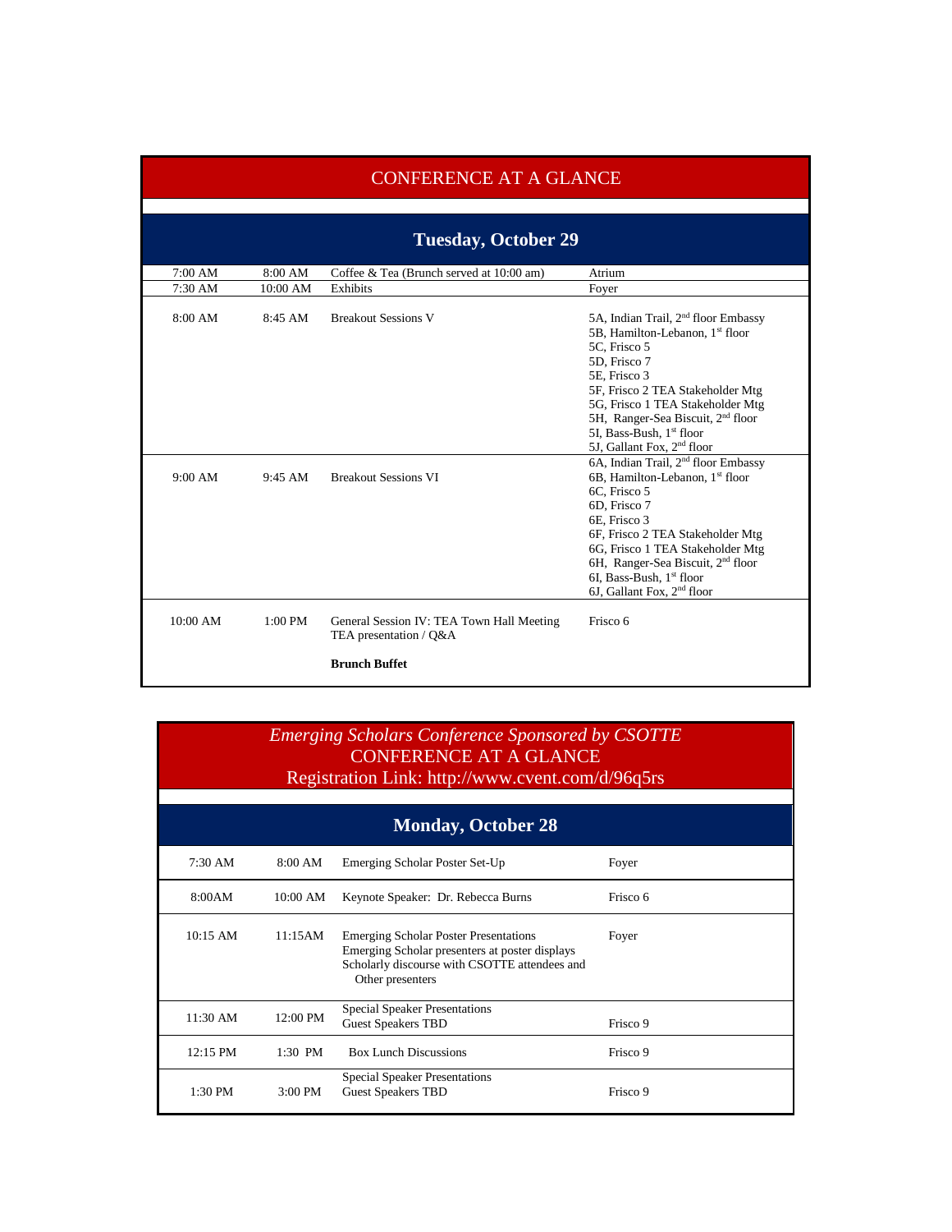## CONFERENCE AT A GLANCE

### Tuesday, October 29

| | | | |
|---|---|---|---|
| 7:00 AM | 8:00 AM | Coffee & Tea (Brunch served at 10:00 am) | Atrium |
| 7:30 AM | 10:00 AM | Exhibits | Foyer |
| 8:00 AM | 8:45 AM | Breakout Sessions V | 5A, Indian Trail, 2nd floor Embassy<br>5B, Hamilton-Lebanon, 1st floor<br>5C, Frisco 5<br>5D, Frisco 7<br>5E, Frisco 3<br>5F, Frisco 2 TEA Stakeholder Mtg<br>5G, Frisco 1 TEA Stakeholder Mtg<br>5H, Ranger-Sea Biscuit, 2nd floor<br>5I, Bass-Bush, 1st floor<br>5J, Gallant Fox, 2nd floor |
| 9:00 AM | 9:45 AM | Breakout Sessions VI | 6A, Indian Trail, 2nd floor Embassy<br>6B, Hamilton-Lebanon, 1st floor<br>6C, Frisco 5<br>6D, Frisco 7<br>6E, Frisco 3<br>6F, Frisco 2 TEA Stakeholder Mtg<br>6G, Frisco 1 TEA Stakeholder Mtg<br>6H, Ranger-Sea Biscuit, 2nd floor<br>6I, Bass-Bush, 1st floor<br>6J, Gallant Fox, 2nd floor |
| 10:00 AM | 1:00 PM | General Session IV: TEA Town Hall Meeting<br>TEA presentation / Q&A<br><br>**Brunch Buffet** | Frisco 6 |

*Emerging Scholars Conference Sponsored by CSOTTE*

## CONFERENCE AT A GLANCE

Registration Link: http://www.cvent.com/d/96q5rs

### Monday, October 28

| | | | |
|---|---|---|---|
| 7:30 AM | 8:00 AM | Emerging Scholar Poster Set-Up | Foyer |
| 8:00AM | 10:00 AM | Keynote Speaker: Dr. Rebecca Burns | Frisco 6 |
| 10:15 AM | 11:15AM | Emerging Scholar Poster Presentations<br>Emerging Scholar presenters at poster displays<br>Scholarly discourse with CSOTTE attendees and Other presenters | Foyer |
| 11:30 AM | 12:00 PM | Special Speaker Presentations<br>Guest Speakers TBD | Frisco 9 |
| 12:15 PM | 1:30 PM | Box Lunch Discussions | Frisco 9 |
| 1:30 PM | 3:00 PM | Special Speaker Presentations<br>Guest Speakers TBD | Frisco 9 |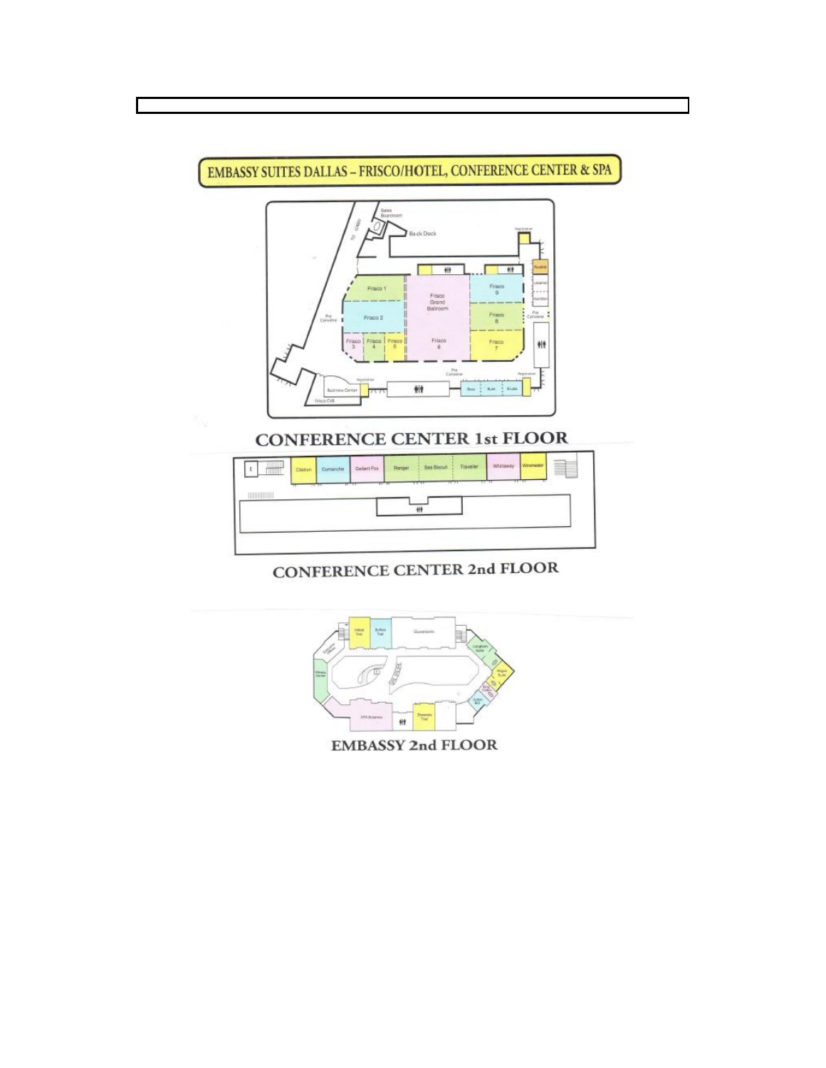# EMBASSY SUITES DALLAS – FRISCO/HOTEL, CONFERENCE CENTER & SPA

Sales Boardroom

Back Dock

Registration

Frisco 1

Frisco 2

Frisco 3

Frisco 4

Frisco 5

Frisco Grand Ballroom

Frisco 6

Frisco 9

Frisco 8

Frisco 7

Pre Convene

Business Center

Frisco CVB

Registration

## CONFERENCE CENTER 1st FLOOR

Citation

Comanche

Gallant Fox

Ranger

Sea Biscuit

Traveller

Whirlaway

Winchester

## CONFERENCE CENTER 2nd FLOOR

Indian Trail

Buffalo Trail

Guestrooms

Longhorn Suite

Angus Suite

Fitness Center

SPA Brownies

Shawnee Trail

## EMBASSY 2nd FLOOR